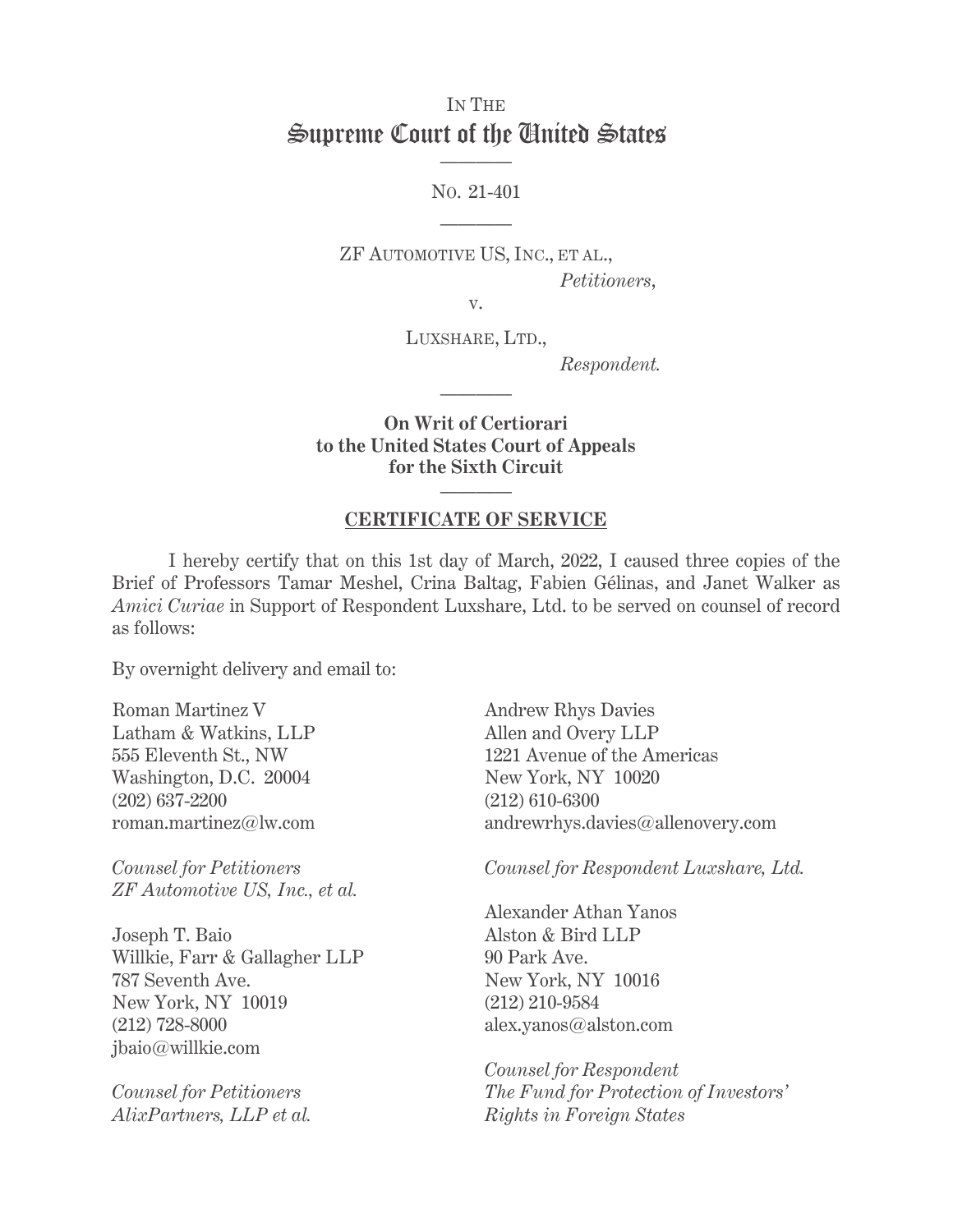IN THE

# Supreme Court of the United States

———

NO. 21-401

———

ZF AUTOMOTIVE US, INC., ET AL.,

*Petitioners*,

v.

LUXSHARE, LTD.,

*Respondent.*

———

**On Writ of Certiorari to the United States Court of Appeals for the Sixth Circuit**

———

## CERTIFICATE OF SERVICE

I hereby certify that on this 1st day of March, 2022, I caused three copies of the Brief of Professors Tamar Meshel, Crina Baltag, Fabien Gélinas, and Janet Walker as *Amici Curiae* in Support of Respondent Luxshare, Ltd. to be served on counsel of record as follows:

By overnight delivery and email to:

Roman Martinez V
Latham & Watkins, LLP
555 Eleventh St., NW
Washington, D.C. 20004
(202) 637-2200
roman.martinez@lw.com

*Counsel for Petitioners ZF Automotive US, Inc., et al.*

Joseph T. Baio
Willkie, Farr & Gallagher LLP
787 Seventh Ave.
New York, NY 10019
(212) 728-8000
jbaio@willkie.com

*Counsel for Petitioners AlixPartners, LLP et al.*

Andrew Rhys Davies
Allen and Overy LLP
1221 Avenue of the Americas
New York, NY 10020
(212) 610-6300
andrewrhys.davies@allenovery.com

*Counsel for Respondent Luxshare, Ltd.*

Alexander Athan Yanos
Alston & Bird LLP
90 Park Ave.
New York, NY 10016
(212) 210-9584
alex.yanos@alston.com

*Counsel for Respondent The Fund for Protection of Investors' Rights in Foreign States*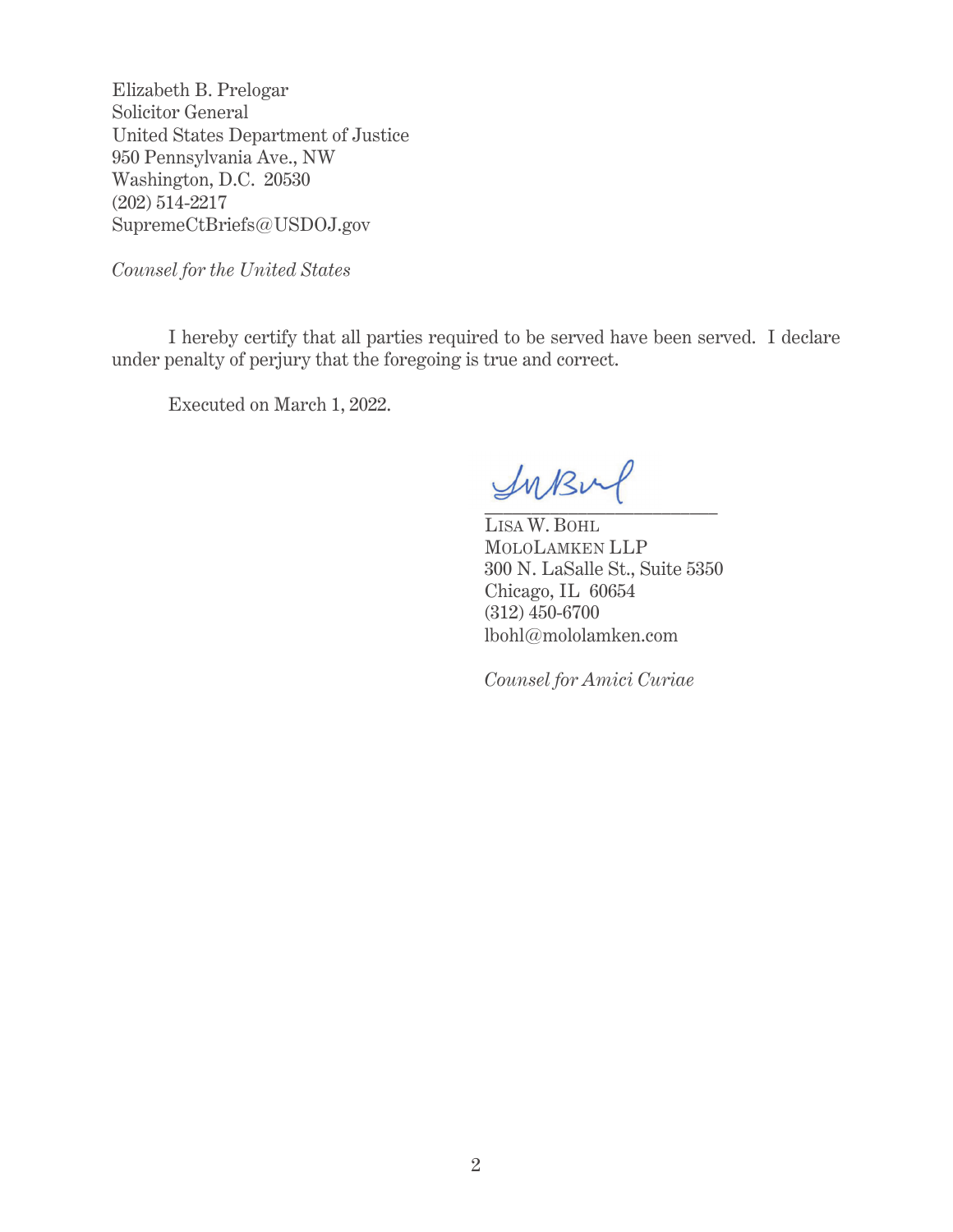Elizabeth B. Prelogar
Solicitor General
United States Department of Justice
950 Pennsylvania Ave., NW
Washington, D.C. 20530
(202) 514-2217
SupremeCtBriefs@USDOJ.gov

*Counsel for the United States*

I hereby certify that all parties required to be served have been served. I declare under penalty of perjury that the foregoing is true and correct.

Executed on March 1, 2022.

_______________________
LISA W. BOHL
MOLOLAMKEN LLP
300 N. LaSalle St., Suite 5350
Chicago, IL 60654
(312) 450-6700
lbohl@mololamken.com

*Counsel for Amici Curiae*